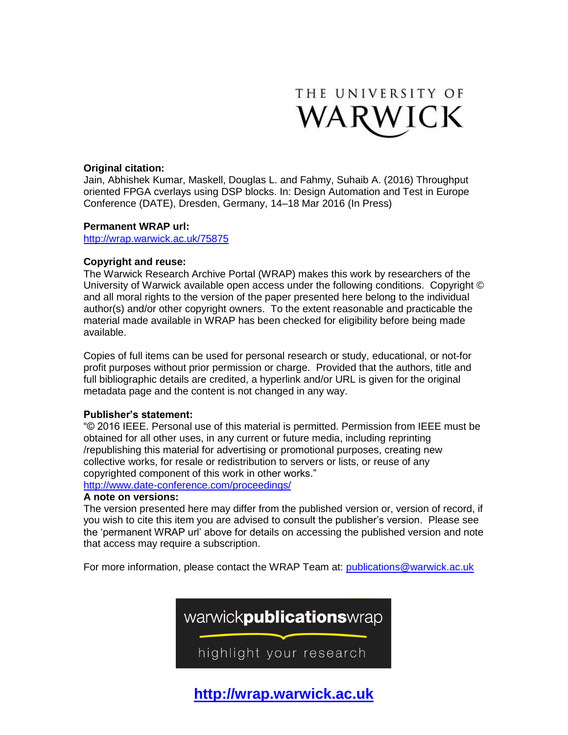THE UNIVERSITY OF WARWICK

**Original citation:**
Jain, Abhishek Kumar, Maskell, Douglas L. and Fahmy, Suhaib A. (2016) Throughput oriented FPGA cverlays using DSP blocks. In: Design Automation and Test in Europe Conference (DATE), Dresden, Germany, 14–18 Mar 2016 (In Press)

**Permanent WRAP url:**
http://wrap.warwick.ac.uk/75875

**Copyright and reuse:**
The Warwick Research Archive Portal (WRAP) makes this work by researchers of the University of Warwick available open access under the following conditions. Copyright © and all moral rights to the version of the paper presented here belong to the individual author(s) and/or other copyright owners. To the extent reasonable and practicable the material made available in WRAP has been checked for eligibility before being made available.

Copies of full items can be used for personal research or study, educational, or not-for profit purposes without prior permission or charge. Provided that the authors, title and full bibliographic details are credited, a hyperlink and/or URL is given for the original metadata page and the content is not changed in any way.

**Publisher's statement:**
"© 2016 IEEE. Personal use of this material is permitted. Permission from IEEE must be obtained for all other uses, in any current or future media, including reprinting /republishing this material for advertising or promotional purposes, creating new collective works, for resale or redistribution to servers or lists, or reuse of any copyrighted component of this work in other works."
http://www.date-conference.com/proceedings/

**A note on versions:**
The version presented here may differ from the published version or, version of record, if you wish to cite this item you are advised to consult the publisher's version. Please see the 'permanent WRAP url' above for details on accessing the published version and note that access may require a subscription.

For more information, please contact the WRAP Team at: publications@warwick.ac.uk

warwick**publications**wrap

highlight your research

**http://wrap.warwick.ac.uk**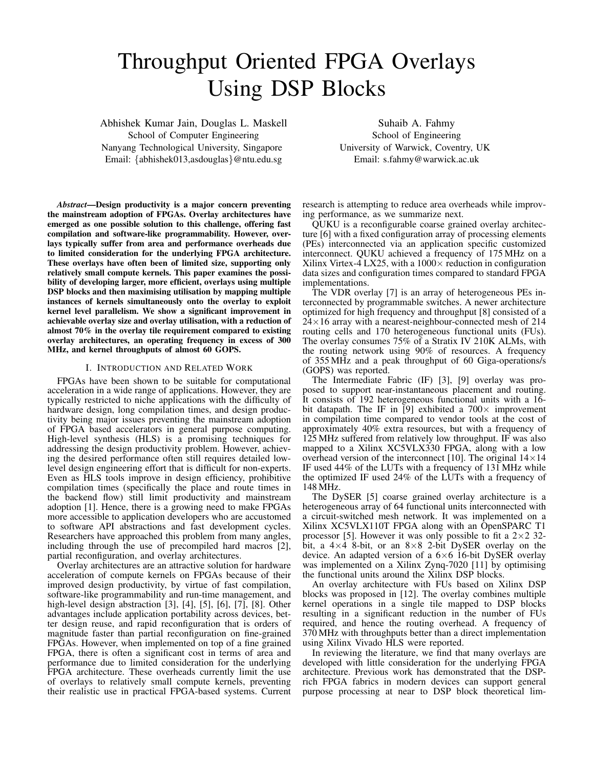# Throughput Oriented FPGA Overlays Using DSP Blocks

Abhishek Kumar Jain, Douglas L. Maskell
School of Computer Engineering
Nanyang Technological University, Singapore
Email: {abhishek013,asdouglas}@ntu.edu.sg

Suhaib A. Fahmy
School of Engineering
University of Warwick, Coventry, UK
Email: s.fahmy@warwick.ac.uk

***Abstract*—Design productivity is a major concern preventing the mainstream adoption of FPGAs. Overlay architectures have emerged as one possible solution to this challenge, offering fast compilation and software-like programmability. However, overlays typically suffer from area and performance overheads due to limited consideration for the underlying FPGA architecture. These overlays have often been of limited size, supporting only relatively small compute kernels. This paper examines the possibility of developing larger, more efficient, overlays using multiple DSP blocks and then maximising utilisation by mapping multiple instances of kernels simultaneously onto the overlay to exploit kernel level parallelism. We show a significant improvement in achievable overlay size and overlay utilisation, with a reduction of almost 70% in the overlay tile requirement compared to existing overlay architectures, an operating frequency in excess of 300 MHz, and kernel throughputs of almost 60 GOPS.**

## I. Introduction and Related Work

FPGAs have been shown to be suitable for computational acceleration in a wide range of applications. However, they are typically restricted to niche applications with the difficulty of hardware design, long compilation times, and design productivity being major issues preventing the mainstream adoption of FPGA based accelerators in general purpose computing. High-level synthesis (HLS) is a promising techniques for addressing the design productivity problem. However, achieving the desired performance often still requires detailed low-level design engineering effort that is difficult for non-experts. Even as HLS tools improve in design efficiency, prohibitive compilation times (specifically the place and route times in the backend flow) still limit productivity and mainstream adoption [1]. Hence, there is a growing need to make FPGAs more accessible to application developers who are accustomed to software API abstractions and fast development cycles. Researchers have approached this problem from many angles, including through the use of precompiled hard macros [2], partial reconfiguration, and overlay architectures.

Overlay architectures are an attractive solution for hardware acceleration of compute kernels on FPGAs because of their improved design productivity, by virtue of fast compilation, software-like programmability and run-time management, and high-level design abstraction [3], [4], [5], [6], [7], [8]. Other advantages include application portability across devices, better design reuse, and rapid reconfiguration that is orders of magnitude faster than partial reconfiguration on fine-grained FPGAs. However, when implemented on top of a fine grained FPGA, there is often a significant cost in terms of area and performance due to limited consideration for the underlying FPGA architecture. These overheads currently limit the use of overlays to relatively small compute kernels, preventing their realistic use in practical FPGA-based systems. Current research is attempting to reduce area overheads while improving performance, as we summarize next.

QUKU is a reconfigurable coarse grained overlay architecture [6] with a fixed configuration array of processing elements (PEs) interconnected via an application specific customized interconnect. QUKU achieved a frequency of 175 MHz on a Xilinx Virtex-4 LX25, with a 1000× reduction in configuration data sizes and configuration times compared to standard FPGA implementations.

The VDR overlay [7] is an array of heterogeneous PEs interconnected by programmable switches. A newer architecture optimized for high frequency and throughput [8] consisted of a 24×16 array with a nearest-neighbour-connected mesh of 214 routing cells and 170 heterogeneous functional units (FUs). The overlay consumes 75% of a Stratix IV 210K ALMs, with the routing network using 90% of resources. A frequency of 355 MHz and a peak throughput of 60 Giga-operations/s (GOPS) was reported.

The Intermediate Fabric (IF) [3], [9] overlay was proposed to support near-instantaneous placement and routing. It consists of 192 heterogeneous functional units with a 16-bit datapath. The IF in [9] exhibited a 700× improvement in compilation time compared to vendor tools at the cost of approximately 40% extra resources, but with a frequency of 125 MHz suffered from relatively low throughput. IF was also mapped to a Xilinx XC5VLX330 FPGA, along with a low overhead version of the interconnect [10]. The original 14×14 IF used 44% of the LUTs with a frequency of 131 MHz while the optimized IF used 24% of the LUTs with a frequency of 148 MHz.

The DySER [5] coarse grained overlay architecture is a heterogeneous array of 64 functional units interconnected with a circuit-switched mesh network. It was implemented on a Xilinx XC5VLX110T FPGA along with an OpenSPARC T1 processor [5]. However it was only possible to fit a 2×2 32-bit, a 4×4 8-bit, or an 8×8 2-bit DySER overlay on the device. An adapted version of a 6×6 16-bit DySER overlay was implemented on a Xilinx Zynq-7020 [11] by optimising the functional units around the Xilinx DSP blocks.

An overlay architecture with FUs based on Xilinx DSP blocks was proposed in [12]. The overlay combines multiple kernel operations in a single tile mapped to DSP blocks resulting in a significant reduction in the number of FUs required, and hence the routing overhead. A frequency of 370 MHz with throughputs better than a direct implementation using Xilinx Vivado HLS were reported.

In reviewing the literature, we find that many overlays are developed with little consideration for the underlying FPGA architecture. Previous work has demonstrated that the DSP-rich FPGA fabrics in modern devices can support general purpose processing at near to DSP block theoretical lim-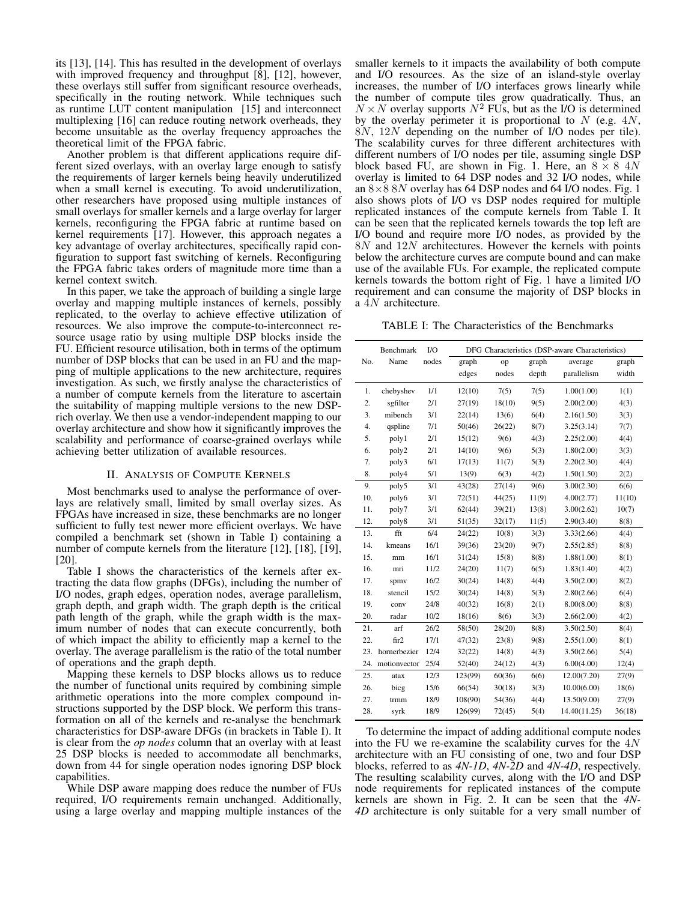its [13], [14]. This has resulted in the development of overlays with improved frequency and throughput [8], [12], however, these overlays still suffer from significant resource overheads, specifically in the routing network. While techniques such as runtime LUT content manipulation [15] and interconnect multiplexing [16] can reduce routing network overheads, they become unsuitable as the overlay frequency approaches the theoretical limit of the FPGA fabric.

Another problem is that different applications require different sized overlays, with an overlay large enough to satisfy the requirements of larger kernels being heavily underutilized when a small kernel is executing. To avoid underutilization, other researchers have proposed using multiple instances of small overlays for smaller kernels and a large overlay for larger kernels, reconfiguring the FPGA fabric at runtime based on kernel requirements [17]. However, this approach negates a key advantage of overlay architectures, specifically rapid configuration to support fast switching of kernels. Reconfiguring the FPGA fabric takes orders of magnitude more time than a kernel context switch.

In this paper, we take the approach of building a single large overlay and mapping multiple instances of kernels, possibly replicated, to the overlay to achieve effective utilization of resources. We also improve the compute-to-interconnect resource usage ratio by using multiple DSP blocks inside the FU. Efficient resource utilisation, both in terms of the optimum number of DSP blocks that can be used in an FU and the mapping of multiple applications to the new architecture, requires investigation. As such, we firstly analyse the characteristics of a number of compute kernels from the literature to ascertain the suitability of mapping multiple versions to the new DSP-rich overlay. We then use a vendor-independent mapping to our overlay architecture and show how it significantly improves the scalability and performance of coarse-grained overlays while achieving better utilization of available resources.

## II. Analysis of Compute Kernels

Most benchmarks used to analyse the performance of overlays are relatively small, limited by small overlay sizes. As FPGAs have increased in size, these benchmarks are no longer sufficient to fully test newer more efficient overlays. We have compiled a benchmark set (shown in Table I) containing a number of compute kernels from the literature [12], [18], [19], [20].

Table I shows the characteristics of the kernels after extracting the data flow graphs (DFGs), including the number of I/O nodes, graph edges, operation nodes, average parallelism, graph depth, and graph width. The graph depth is the critical path length of the graph, while the graph width is the maximum number of nodes that can execute concurrently, both of which impact the ability to efficiently map a kernel to the overlay. The average parallelism is the ratio of the total number of operations and the graph depth.

Mapping these kernels to DSP blocks allows us to reduce the number of functional units required by combining simple arithmetic operations into the more complex compound instructions supported by the DSP block. We perform this transformation on all of the kernels and re-analyse the benchmark characteristics for DSP-aware DFGs (in brackets in Table I). It is clear from the *op nodes* column that an overlay with at least 25 DSP blocks is needed to accommodate all benchmarks, down from 44 for single operation nodes ignoring DSP block capabilities.

While DSP aware mapping does reduce the number of FUs required, I/O requirements remain unchanged. Additionally, using a large overlay and mapping multiple instances of the smaller kernels to it impacts the availability of both compute and I/O resources. As the size of an island-style overlay increases, the number of I/O interfaces grows linearly while the number of compute tiles grow quadratically. Thus, an $N \times N$ overlay supports $N^2$ FUs, but as the I/O is determined by the overlay perimeter it is proportional to $N$ (e.g. $4N$, $8N$, $12N$ depending on the number of I/O nodes per tile). The scalability curves for three different architectures with different numbers of I/O nodes per tile, assuming single DSP block based FU, are shown in Fig. 1. Here, an $8 \times 8$ $4N$ overlay is limited to 64 DSP nodes and 32 I/O nodes, while an $8{\times}8$ $8N$ overlay has 64 DSP nodes and 64 I/O nodes. Fig. 1 also shows plots of I/O vs DSP nodes required for multiple replicated instances of the compute kernels from Table I. It can be seen that the replicated kernels towards the top left are I/O bound and require more I/O nodes, as provided by the $8N$ and $12N$ architectures. However the kernels with points below the architecture curves are compute bound and can make use of the available FUs. For example, the replicated compute kernels towards the bottom right of Fig. 1 have a limited I/O requirement and can consume the majority of DSP blocks in a $4N$ architecture.

TABLE I: The Characteristics of the Benchmarks

| No. | Benchmark Name | I/O nodes | DFG Characteristics (DSP-aware Characteristics) graph edges | op nodes | graph depth | average parallelism | graph width |
|---|---|---|---|---|---|---|---|
| 1. | chebyshev | 1/1 | 12(10) | 7(5) | 7(5) | 1.00(1.00) | 1(1) |
| 2. | sgfilter | 2/1 | 27(19) | 18(10) | 9(5) | 2.00(2.00) | 4(3) |
| 3. | mibench | 3/1 | 22(14) | 13(6) | 6(4) | 2.16(1.50) | 3(3) |
| 4. | qspline | 7/1 | 50(46) | 26(22) | 8(7) | 3.25(3.14) | 7(7) |
| 5. | poly1 | 2/1 | 15(12) | 9(6) | 4(3) | 2.25(2.00) | 4(4) |
| 6. | poly2 | 2/1 | 14(10) | 9(6) | 5(3) | 1.80(2.00) | 3(3) |
| 7. | poly3 | 6/1 | 17(13) | 11(7) | 5(3) | 2.20(2.30) | 4(4) |
| 8. | poly4 | 5/1 | 13(9) | 6(3) | 4(2) | 1.50(1.50) | 2(2) |
| 9. | poly5 | 3/1 | 43(28) | 27(14) | 9(6) | 3.00(2.30) | 6(6) |
| 10. | poly6 | 3/1 | 72(51) | 44(25) | 11(9) | 4.00(2.77) | 11(10) |
| 11. | poly7 | 3/1 | 62(44) | 39(21) | 13(8) | 3.00(2.62) | 10(7) |
| 12. | poly8 | 3/1 | 51(35) | 32(17) | 11(5) | 2.90(3.40) | 8(8) |
| 13. | fft | 6/4 | 24(22) | 10(8) | 3(3) | 3.33(2.66) | 4(4) |
| 14. | kmeans | 16/1 | 39(36) | 23(20) | 9(7) | 2.55(2.85) | 8(8) |
| 15. | mm | 16/1 | 31(24) | 15(8) | 8(8) | 1.88(1.00) | 8(1) |
| 16. | mri | 11/2 | 24(20) | 11(7) | 6(5) | 1.83(1.40) | 4(2) |
| 17. | spmv | 16/2 | 30(24) | 14(8) | 4(4) | 3.50(2.00) | 8(2) |
| 18. | stencil | 15/2 | 30(24) | 14(8) | 5(3) | 2.80(2.66) | 6(4) |
| 19. | conv | 24/8 | 40(32) | 16(8) | 2(1) | 8.00(8.00) | 8(8) |
| 20. | radar | 10/2 | 18(16) | 8(6) | 3(3) | 2.66(2.00) | 4(2) |
| 21. | arf | 26/2 | 58(50) | 28(20) | 8(8) | 3.50(2.50) | 8(4) |
| 22. | fir2 | 17/1 | 47(32) | 23(8) | 9(8) | 2.55(1.00) | 8(1) |
| 23. | hornerbezier | 12/4 | 32(22) | 14(8) | 4(3) | 3.50(2.66) | 5(4) |
| 24. | motionvector | 25/4 | 52(40) | 24(12) | 4(3) | 6.00(4.00) | 12(4) |
| 25. | atax | 12/3 | 123(99) | 60(36) | 6(6) | 12.00(7.20) | 27(9) |
| 26. | bicg | 15/6 | 66(54) | 30(18) | 3(3) | 10.00(6.00) | 18(6) |
| 27. | trmm | 18/9 | 108(90) | 54(36) | 4(4) | 13.50(9.00) | 27(9) |
| 28. | syrk | 18/9 | 126(99) | 72(45) | 5(4) | 14.40(11.25) | 36(18) |

To determine the impact of adding additional compute nodes into the FU we re-examine the scalability curves for the $4N$ architecture with an FU consisting of one, two and four DSP blocks, referred to as *4N-1D*, *4N-2D* and *4N-4D*, respectively. The resulting scalability curves, along with the I/O and DSP node requirements for replicated instances of the compute kernels are shown in Fig. 2. It can be seen that the *4N-4D* architecture is only suitable for a very small number of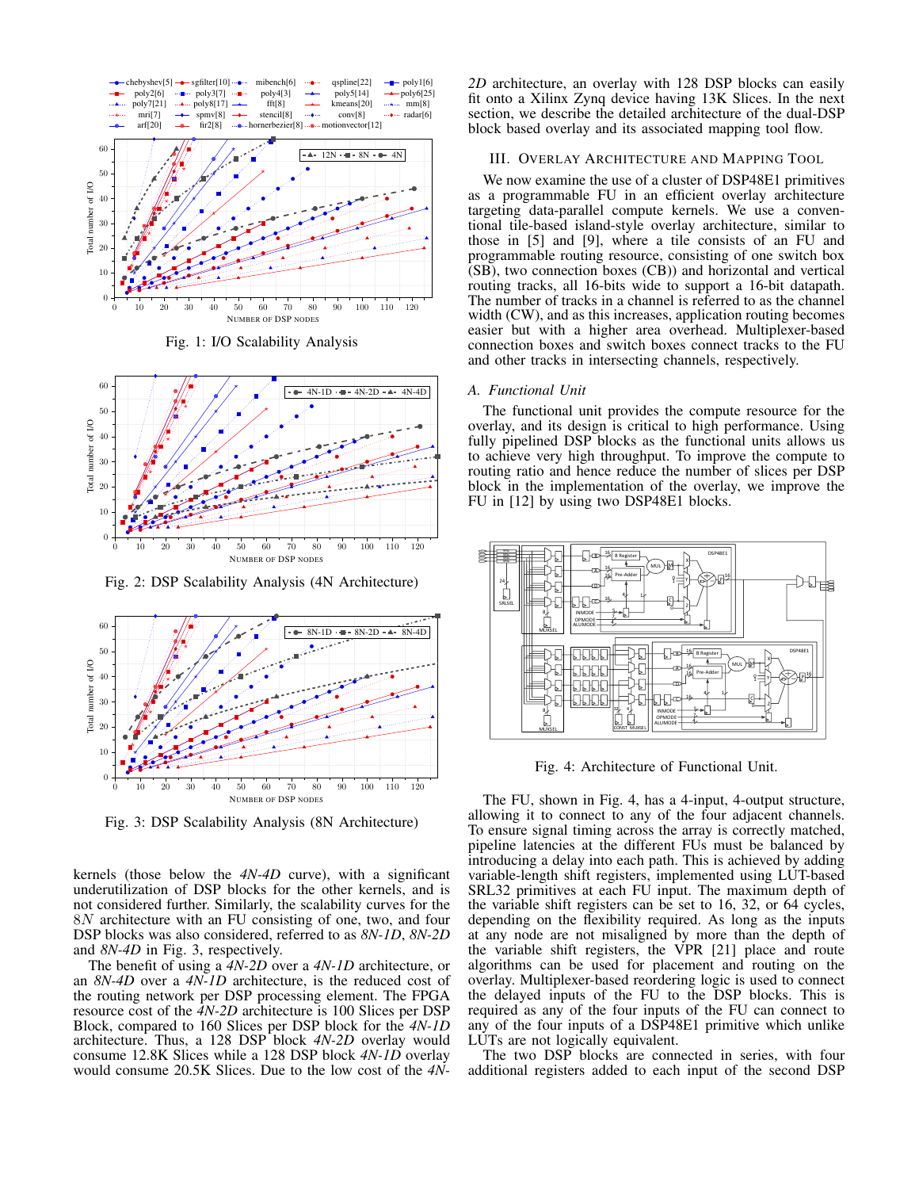Fig. 1: I/O Scalability Analysis

Fig. 2: DSP Scalability Analysis (4N Architecture)

Fig. 3: DSP Scalability Analysis (8N Architecture)

kernels (those below the *4N-4D* curve), with a significant underutilization of DSP blocks for the other kernels, and is not considered further. Similarly, the scalability curves for the $8N$ architecture with an FU consisting of one, two, and four DSP blocks was also considered, referred to as *8N-1D*, *8N-2D* and *8N-4D* in Fig. 3, respectively.

The benefit of using a *4N-2D* over a *4N-1D* architecture, or an *8N-4D* over a *4N-1D* architecture, is the reduced cost of the routing network per DSP processing element. The FPGA resource cost of the *4N-2D* architecture is 100 Slices per DSP Block, compared to 160 Slices per DSP block for the *4N-1D* architecture. Thus, a 128 DSP block *4N-2D* overlay would consume 12.8K Slices while a 128 DSP block *4N-1D* overlay would consume 20.5K Slices. Due to the low cost of the *4N-2D* architecture, an overlay with 128 DSP blocks can easily fit onto a Xilinx Zynq device having 13K Slices. In the next section, we describe the detailed architecture of the dual-DSP block based overlay and its associated mapping tool flow.

## III. Overlay Architecture and Mapping Tool

We now examine the use of a cluster of DSP48E1 primitives as a programmable FU in an efficient overlay architecture targeting data-parallel compute kernels. We use a conventional tile-based island-style overlay architecture, similar to those in [5] and [9], where a tile consists of an FU and programmable routing resource, consisting of one switch box (SB), two connection boxes (CB)) and horizontal and vertical routing tracks, all 16-bits wide to support a 16-bit datapath. The number of tracks in a channel is referred to as the channel width (CW), and as this increases, application routing becomes easier but with a higher area overhead. Multiplexer-based connection boxes and switch boxes connect tracks to the FU and other tracks in intersecting channels, respectively.

### A. Functional Unit

The functional unit provides the compute resource for the overlay, and its design is critical to high performance. Using fully pipelined DSP blocks as the functional units allows us to achieve very high throughput. To improve the compute to routing ratio and hence reduce the number of slices per DSP block in the implementation of the overlay, we improve the FU in [12] by using two DSP48E1 blocks.

Fig. 4: Architecture of Functional Unit.

The FU, shown in Fig. 4, has a 4-input, 4-output structure, allowing it to connect to any of the four adjacent channels. To ensure signal timing across the array is correctly matched, pipeline latencies at the different FUs must be balanced by introducing a delay into each path. This is achieved by adding variable-length shift registers, implemented using LUT-based SRL32 primitives at each FU input. The maximum depth of the variable shift registers can be set to 16, 32, or 64 cycles, depending on the flexibility required. As long as the inputs at any node are not misaligned by more than the depth of the variable shift registers, the VPR [21] place and route algorithms can be used for placement and routing on the overlay. Multiplexer-based reordering logic is used to connect the delayed inputs of the FU to the DSP blocks. This is required as any of the four inputs of the FU can connect to any of the four inputs of a DSP48E1 primitive which unlike LUTs are not logically equivalent.

The two DSP blocks are connected in series, with four additional registers added to each input of the second DSP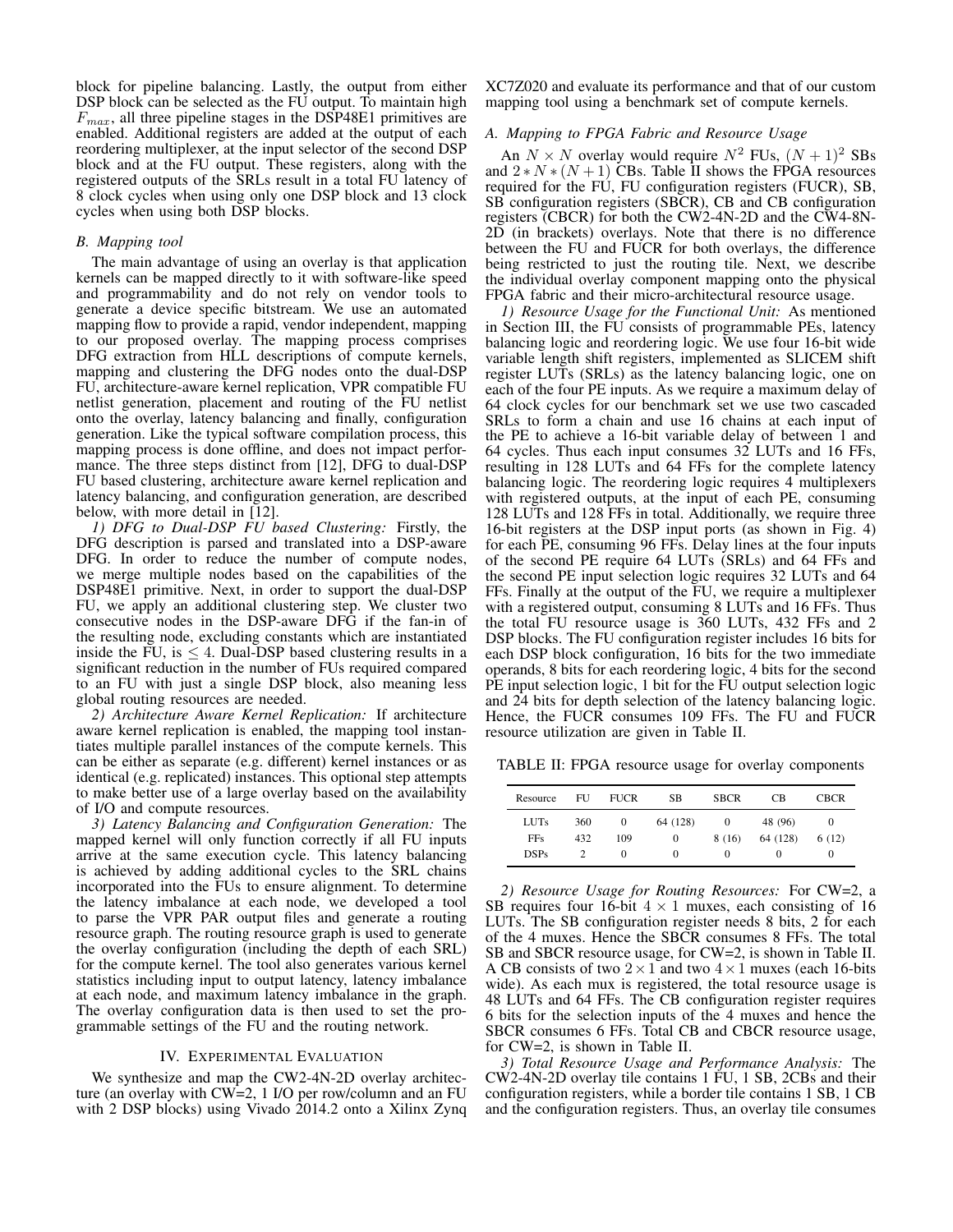block for pipeline balancing. Lastly, the output from either DSP block can be selected as the FU output. To maintain high $F_{max}$, all three pipeline stages in the DSP48E1 primitives are enabled. Additional registers are added at the output of each reordering multiplexer, at the input selector of the second DSP block and at the FU output. These registers, along with the registered outputs of the SRLs result in a total FU latency of 8 clock cycles when using only one DSP block and 13 clock cycles when using both DSP blocks.

### *B. Mapping tool*

The main advantage of using an overlay is that application kernels can be mapped directly to it with software-like speed and programmability and do not rely on vendor tools to generate a device specific bitstream. We use an automated mapping flow to provide a rapid, vendor independent, mapping to our proposed overlay. The mapping process comprises DFG extraction from HLL descriptions of compute kernels, mapping and clustering the DFG nodes onto the dual-DSP FU, architecture-aware kernel replication, VPR compatible FU netlist generation, placement and routing of the FU netlist onto the overlay, latency balancing and finally, configuration generation. Like the typical software compilation process, this mapping process is done offline, and does not impact performance. The three steps distinct from [12], DFG to dual-DSP FU based clustering, architecture aware kernel replication and latency balancing, and configuration generation, are described below, with more detail in [12].

*1) DFG to Dual-DSP FU based Clustering:* Firstly, the DFG description is parsed and translated into a DSP-aware DFG. In order to reduce the number of compute nodes, we merge multiple nodes based on the capabilities of the DSP48E1 primitive. Next, in order to support the dual-DSP FU, we apply an additional clustering step. We cluster two consecutive nodes in the DSP-aware DFG if the fan-in of the resulting node, excluding constants which are instantiated inside the FU, is $\leq 4$. Dual-DSP based clustering results in a significant reduction in the number of FUs required compared to an FU with just a single DSP block, also meaning less global routing resources are needed.

*2) Architecture Aware Kernel Replication:* If architecture aware kernel replication is enabled, the mapping tool instantiates multiple parallel instances of the compute kernels. This can be either as separate (e.g. different) kernel instances or as identical (e.g. replicated) instances. This optional step attempts to make better use of a large overlay based on the availability of I/O and compute resources.

*3) Latency Balancing and Configuration Generation:* The mapped kernel will only function correctly if all FU inputs arrive at the same execution cycle. This latency balancing is achieved by adding additional cycles to the SRL chains incorporated into the FUs to ensure alignment. To determine the latency imbalance at each node, we developed a tool to parse the VPR PAR output files and generate a routing resource graph. The routing resource graph is used to generate the overlay configuration (including the depth of each SRL) for the compute kernel. The tool also generates various kernel statistics including input to output latency, latency imbalance at each node, and maximum latency imbalance in the graph. The overlay configuration data is then used to set the programmable settings of the FU and the routing network.

## IV. Experimental Evaluation

We synthesize and map the CW2-4N-2D overlay architecture (an overlay with CW=2, 1 I/O per row/column and an FU with 2 DSP blocks) using Vivado 2014.2 onto a Xilinx Zynq XC7Z020 and evaluate its performance and that of our custom mapping tool using a benchmark set of compute kernels.

### *A. Mapping to FPGA Fabric and Resource Usage*

An $N \times N$ overlay would require $N^2$ FUs, $(N+1)^2$ SBs and $2 * N * (N+1)$ CBs. Table II shows the FPGA resources required for the FU, FU configuration registers (FUCR), SB, SB configuration registers (SBCR), CB and CB configuration registers (CBCR) for both the CW2-4N-2D and the CW4-8N-2D (in brackets) overlays. Note that there is no difference between the FU and FUCR for both overlays, the difference being restricted to just the routing tile. Next, we describe the individual overlay component mapping onto the physical FPGA fabric and their micro-architectural resource usage.

*1) Resource Usage for the Functional Unit:* As mentioned in Section III, the FU consists of programmable PEs, latency balancing logic and reordering logic. We use four 16-bit wide variable length shift registers, implemented as SLICEM shift register LUTs (SRLs) as the latency balancing logic, one on each of the four PE inputs. As we require a maximum delay of 64 clock cycles for our benchmark set we use two cascaded SRLs to form a chain and use 16 chains at each input of the PE to achieve a 16-bit variable delay of between 1 and 64 cycles. Thus each input consumes 32 LUTs and 16 FFs, resulting in 128 LUTs and 64 FFs for the complete latency balancing logic. The reordering logic requires 4 multiplexers with registered outputs, at the input of each PE, consuming 128 LUTs and 128 FFs in total. Additionally, we require three 16-bit registers at the DSP input ports (as shown in Fig. 4) for each PE, consuming 96 FFs. Delay lines at the four inputs of the second PE require 64 LUTs (SRLs) and 64 FFs and the second PE input selection logic requires 32 LUTs and 64 FFs. Finally at the output of the FU, we require a multiplexer with a registered output, consuming 8 LUTs and 16 FFs. Thus the total FU resource usage is 360 LUTs, 432 FFs and 2 DSP blocks. The FU configuration register includes 16 bits for each DSP block configuration, 16 bits for the two immediate operands, 8 bits for each reordering logic, 4 bits for the second PE input selection logic, 1 bit for the FU output selection logic and 24 bits for depth selection of the latency balancing logic. Hence, the FUCR consumes 109 FFs. The FU and FUCR resource utilization are given in Table II.

TABLE II: FPGA resource usage for overlay components

| Resource | FU | FUCR | SB | SBCR | CB | CBCR |
|---|---|---|---|---|---|---|
| LUTs | 360 | 0 | 64 (128) | 0 | 48 (96) | 0 |
| FFs | 432 | 109 | 0 | 8 (16) | 64 (128) | 6 (12) |
| DSPs | 2 | 0 | 0 | 0 | 0 | 0 |

*2) Resource Usage for Routing Resources:* For CW=2, a SB requires four 16-bit $4 \times 1$ muxes, each consisting of 16 LUTs. The SB configuration register needs 8 bits, 2 for each of the 4 muxes. Hence the SBCR consumes 8 FFs. The total SB and SBCR resource usage, for CW=2, is shown in Table II. A CB consists of two $2 \times 1$ and two $4 \times 1$ muxes (each 16-bits wide). As each mux is registered, the total resource usage is 48 LUTs and 64 FFs. The CB configuration register requires 6 bits for the selection inputs of the 4 muxes and hence the SBCR consumes 6 FFs. Total CB and CBCR resource usage, for CW=2, is shown in Table II.

*3) Total Resource Usage and Performance Analysis:* The CW2-4N-2D overlay tile contains 1 FU, 1 SB, 2CBs and their configuration registers, while a border tile contains 1 SB, 1 CB and the configuration registers. Thus, an overlay tile consumes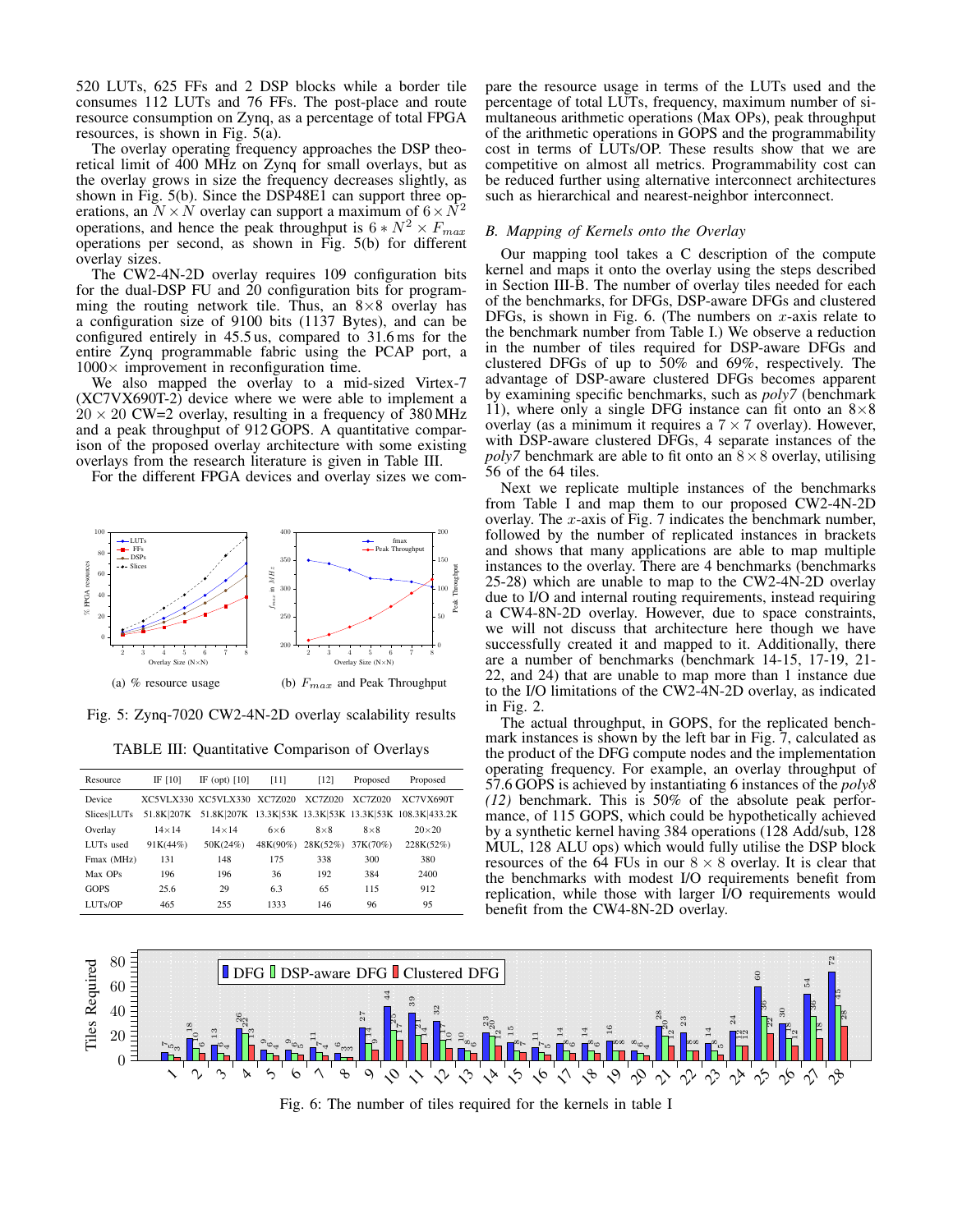520 LUTs, 625 FFs and 2 DSP blocks while a border tile consumes 112 LUTs and 76 FFs. The post-place and route resource consumption on Zynq, as a percentage of total FPGA resources, is shown in Fig. 5(a).

The overlay operating frequency approaches the DSP theoretical limit of 400 MHz on Zynq for small overlays, but as the overlay grows in size the frequency decreases slightly, as shown in Fig. 5(b). Since the DSP48E1 can support three operations, an $N \times N$ overlay can support a maximum of $6 \times N^2$ operations, and hence the peak throughput is $6 * N^2 \times F_{max}$ operations per second, as shown in Fig. 5(b) for different overlay sizes.

The CW2-4N-2D overlay requires 109 configuration bits for the dual-DSP FU and 20 configuration bits for programming the routing network tile. Thus, an 8×8 overlay has a configuration size of 9100 bits (1137 Bytes), and can be configured entirely in 45.5 us, compared to 31.6 ms for the entire Zynq programmable fabric using the PCAP port, a 1000× improvement in reconfiguration time.

We also mapped the overlay to a mid-sized Virtex-7 (XC7VX690T-2) device where we were able to implement a $20 \times 20$ CW=2 overlay, resulting in a frequency of 380 MHz and a peak throughput of 912 GOPS. A quantitative comparison of the proposed overlay architecture with some existing overlays from the research literature is given in Table III.

For the different FPGA devices and overlay sizes we compare the resource usage in terms of the LUTs used and the percentage of total LUTs, frequency, maximum number of simultaneous arithmetic operations (Max OPs), peak throughput of the arithmetic operations in GOPS and the programmability cost in terms of LUTs/OP. These results show that we are competitive on almost all metrics. Programmability cost can be reduced further using alternative interconnect architectures such as hierarchical and nearest-neighbor interconnect.

(a) % resource usage

(b) $F_{max}$ and Peak Throughput

Fig. 5: Zynq-7020 CW2-4N-2D overlay scalability results

TABLE III: Quantitative Comparison of Overlays

| Resource | IF [10] | IF (opt) [10] | [11] | [12] | Proposed | Proposed |
|---|---|---|---|---|---|---|
| Device | XC5VLX330 | XC5VLX330 | XC7Z020 | XC7Z020 | XC7Z020 | XC7VX690T |
| Slices\|LUTs | 51.8K\|207K | 51.8K\|207K | 13.3K\|53K | 13.3K\|53K | 13.3K\|53K | 108.3K\|433.2K |
| Overlay | 14×14 | 14×14 | 6×6 | 8×8 | 8×8 | 20×20 |
| LUTs used | 91K(44%) | 50K(24%) | 48K(90%) | 28K(52%) | 37K(70%) | 228K(52%) |
| Fmax (MHz) | 131 | 148 | 175 | 338 | 300 | 380 |
| Max OPs | 196 | 196 | 36 | 192 | 384 | 2400 |
| GOPS | 25.6 | 29 | 6.3 | 65 | 115 | 912 |
| LUTs/OP | 465 | 255 | 1333 | 146 | 96 | 95 |

## B. Mapping of Kernels onto the Overlay

Our mapping tool takes a C description of the compute kernel and maps it onto the overlay using the steps described in Section III-B. The number of overlay tiles needed for each of the benchmarks, for DFGs, DSP-aware DFGs and clustered DFGs, is shown in Fig. 6. (The numbers on $x$-axis relate to the benchmark number from Table I.) We observe a reduction in the number of tiles required for DSP-aware DFGs and clustered DFGs of up to 50% and 69%, respectively. The advantage of DSP-aware clustered DFGs becomes apparent by examining specific benchmarks, such as *poly7* (benchmark 11), where only a single DFG instance can fit onto an 8×8 overlay (as a minimum it requires a $7 \times 7$ overlay). However, with DSP-aware clustered DFGs, 4 separate instances of the *poly7* benchmark are able to fit onto an $8 \times 8$ overlay, utilising 56 of the 64 tiles.

Next we replicate multiple instances of the benchmarks from Table I and map them to our proposed CW2-4N-2D overlay. The $x$-axis of Fig. 7 indicates the benchmark number, followed by the number of replicated instances in brackets and shows that many applications are able to map multiple instances to the overlay. There are 4 benchmarks (benchmarks 25-28) which are unable to map to the CW2-4N-2D overlay due to I/O and internal routing requirements, instead requiring a CW4-8N-2D overlay. However, due to space constraints, we will not discuss that architecture here though we have successfully created it and mapped to it. Additionally, there are a number of benchmarks (benchmark 14-15, 17-19, 21-22, and 24) that are unable to map more than 1 instance due to the I/O limitations of the CW2-4N-2D overlay, as indicated in Fig. 2.

The actual throughput, in GOPS, for the replicated benchmark instances is shown by the left bar in Fig. 7, calculated as the product of the DFG compute nodes and the implementation operating frequency. For example, an overlay throughput of 57.6 GOPS is achieved by instantiating 6 instances of the *poly8 (12)* benchmark. This is 50% of the absolute peak performance, of 115 GOPS, which could be hypothetically achieved by a synthetic kernel having 384 operations (128 Add/sub, 128 MUL, 128 ALU ops) which would fully utilise the DSP block resources of the 64 FUs in our $8 \times 8$ overlay. It is clear that the benchmarks with modest I/O requirements benefit from replication, while those with larger I/O requirements would benefit from the CW4-8N-2D overlay.

Fig. 6: The number of tiles required for the kernels in table I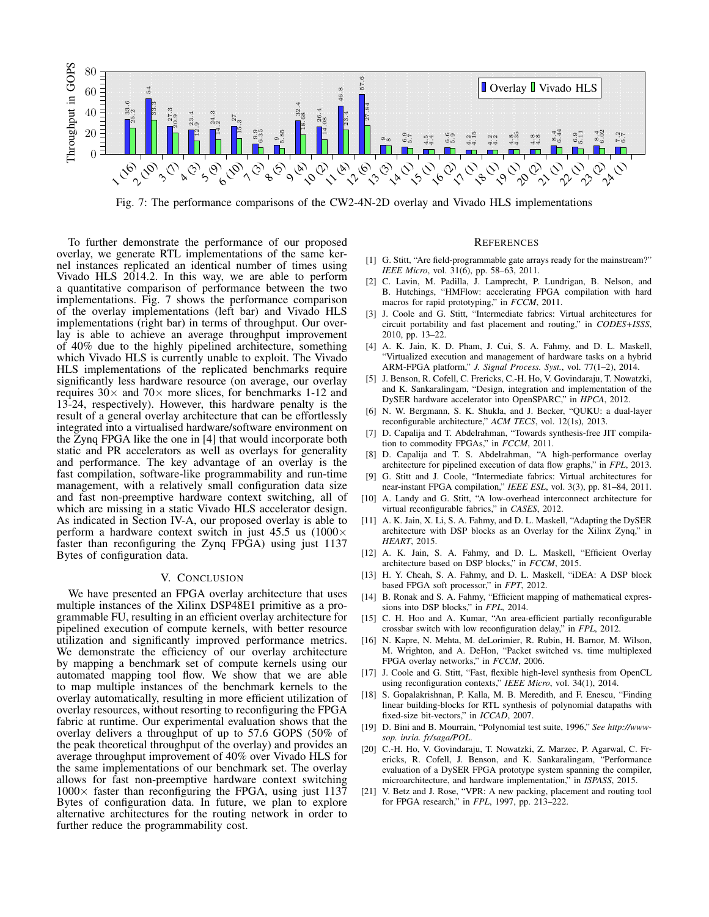Throughput in GOPS

80
60
40
20
0

Overlay
Vivado HLS

33.6 25.2
54 33.3
27.3 20.9
23.4 12.9
24.3 14.2
27 15.3
9.9 6.35
9 5.85
32.4 18.68
26.4 14.08
46.8 23.4
57.6 27.84
9 8
6.9 5.7
4.5 4.4
6.6 5.9
4.2 4.15
4.2 4.2
4.8 4.35
4.8 4.8
8.4 6.44
6.9 5.11
8.4 6.02
7.2 6.7

1 (16) 2 (10) 3 (7) 4 (3) 5 (9) 6 (10) 7 (3) 8 (5) 9 (4) 10 (2) 11 (4) 12 (6) 13 (3) 14 (1) 15 (1) 16 (2) 17 (1) 18 (1) 19 (1) 20 (2) 21 (1) 22 (1) 23 (2) 24 (1)

Fig. 7: The performance comparisons of the CW2-4N-2D overlay and Vivado HLS implementations

To further demonstrate the performance of our proposed overlay, we generate RTL implementations of the same kernel instances replicated an identical number of times using Vivado HLS 2014.2. In this way, we are able to perform a quantitative comparison of performance between the two implementations. Fig. 7 shows the performance comparison of the overlay implementations (left bar) and Vivado HLS implementations (right bar) in terms of throughput. Our overlay is able to achieve an average throughput improvement of 40% due to the highly pipelined architecture, something which Vivado HLS is currently unable to exploit. The Vivado HLS implementations of the replicated benchmarks require significantly less hardware resource (on average, our overlay requires $30\times$ and $70\times$ more slices, for benchmarks 1-12 and 13-24, respectively). However, this hardware penalty is the result of a general overlay architecture that can be effortlessly integrated into a virtualised hardware/software environment on the Zynq FPGA like the one in [4] that would incorporate both static and PR accelerators as well as overlays for generality and performance. The key advantage of an overlay is the fast compilation, software-like programmability and run-time management, with a relatively small configuration data size and fast non-preemptive hardware context switching, all of which are missing in a static Vivado HLS accelerator design. As indicated in Section IV-A, our proposed overlay is able to perform a hardware context switch in just 45.5 us ($1000\times$ faster than reconfiguring the Zynq FPGA) using just 1137 Bytes of configuration data.

## V. Conclusion

We have presented an FPGA overlay architecture that uses multiple instances of the Xilinx DSP48E1 primitive as a programmable FU, resulting in an efficient overlay architecture for pipelined execution of compute kernels, with better resource utilization and significantly improved performance metrics. We demonstrate the efficiency of our overlay architecture by mapping a benchmark set of compute kernels using our automated mapping tool flow. We show that we are able to map multiple instances of the benchmark kernels to the overlay automatically, resulting in more efficient utilization of overlay resources, without resorting to reconfiguring the FPGA fabric at runtime. Our experimental evaluation shows that the overlay delivers a throughput of up to 57.6 GOPS (50% of the peak theoretical throughput of the overlay) and provides an average throughput improvement of 40% over Vivado HLS for the same implementations of our benchmark set. The overlay allows for fast non-preemptive hardware context switching $1000\times$ faster than reconfiguring the FPGA, using just 1137 Bytes of configuration data. In future, we plan to explore alternative architectures for the routing network in order to further reduce the programmability cost.

## References

[1] G. Stitt, "Are field-programmable gate arrays ready for the mainstream?" *IEEE Micro*, vol. 31(6), pp. 58–63, 2011.

[2] C. Lavin, M. Padilla, J. Lamprecht, P. Lundrigan, B. Nelson, and B. Hutchings, "HMFlow: accelerating FPGA compilation with hard macros for rapid prototyping," in *FCCM*, 2011.

[3] J. Coole and G. Stitt, "Intermediate fabrics: Virtual architectures for circuit portability and fast placement and routing," in *CODES+ISSS*, 2010, pp. 13–22.

[4] A. K. Jain, K. D. Pham, J. Cui, S. A. Fahmy, and D. L. Maskell, "Virtualized execution and management of hardware tasks on a hybrid ARM-FPGA platform," *J. Signal Process. Syst.*, vol. 77(1–2), 2014.

[5] J. Benson, R. Cofell, C. Frericks, C.-H. Ho, V. Govindaraju, T. Nowatzki, and K. Sankaralingam, "Design, integration and implementation of the DySER hardware accelerator into OpenSPARC," in *HPCA*, 2012.

[6] N. W. Bergmann, S. K. Shukla, and J. Becker, "QUKU: a dual-layer reconfigurable architecture," *ACM TECS*, vol. 12(1s), 2013.

[7] D. Capalija and T. Abdelrahman, "Towards synthesis-free JIT compilation to commodity FPGAs," in *FCCM*, 2011.

[8] D. Capalija and T. S. Abdelrahman, "A high-performance overlay architecture for pipelined execution of data flow graphs," in *FPL*, 2013.

[9] G. Stitt and J. Coole, "Intermediate fabrics: Virtual architectures for near-instant FPGA compilation," *IEEE ESL*, vol. 3(3), pp. 81–84, 2011.

[10] A. Landy and G. Stitt, "A low-overhead interconnect architecture for virtual reconfigurable fabrics," in *CASES*, 2012.

[11] A. K. Jain, X. Li, S. A. Fahmy, and D. L. Maskell, "Adapting the DySER architecture with DSP blocks as an Overlay for the Xilinx Zynq," in *HEART*, 2015.

[12] A. K. Jain, S. A. Fahmy, and D. L. Maskell, "Efficient Overlay architecture based on DSP blocks," in *FCCM*, 2015.

[13] H. Y. Cheah, S. A. Fahmy, and D. L. Maskell, "iDEA: A DSP block based FPGA soft processor," in *FPT*, 2012.

[14] B. Ronak and S. A. Fahmy, "Efficient mapping of mathematical expressions into DSP blocks," in *FPL*, 2014.

[15] C. H. Hoo and A. Kumar, "An area-efficient partially reconfigurable crossbar switch with low reconfiguration delay," in *FPL*, 2012.

[16] N. Kapre, N. Mehta, M. deLorimier, R. Rubin, H. Barnor, M. Wilson, M. Wrighton, and A. DeHon, "Packet switched vs. time multiplexed FPGA overlay networks," in *FCCM*, 2006.

[17] J. Coole and G. Stitt, "Fast, flexible high-level synthesis from OpenCL using reconfiguration contexts," *IEEE Micro*, vol. 34(1), 2014.

[18] S. Gopalakrishnan, P. Kalla, M. B. Meredith, and F. Enescu, "Finding linear building-blocks for RTL synthesis of polynomial datapaths with fixed-size bit-vectors," in *ICCAD*, 2007.

[19] D. Bini and B. Mourrain, "Polynomial test suite, 1996," *See http://www-sop. inria. fr/saga/POL*.

[20] C.-H. Ho, V. Govindaraju, T. Nowatzki, Z. Marzec, P. Agarwal, C. Frericks, R. Cofell, J. Benson, and K. Sankaralingam, "Performance evaluation of a DySER FPGA prototype system spanning the compiler, microarchitecture, and hardware implementation," in *ISPASS*, 2015.

[21] V. Betz and J. Rose, "VPR: A new packing, placement and routing tool for FPGA research," in *FPL*, 1997, pp. 213–222.